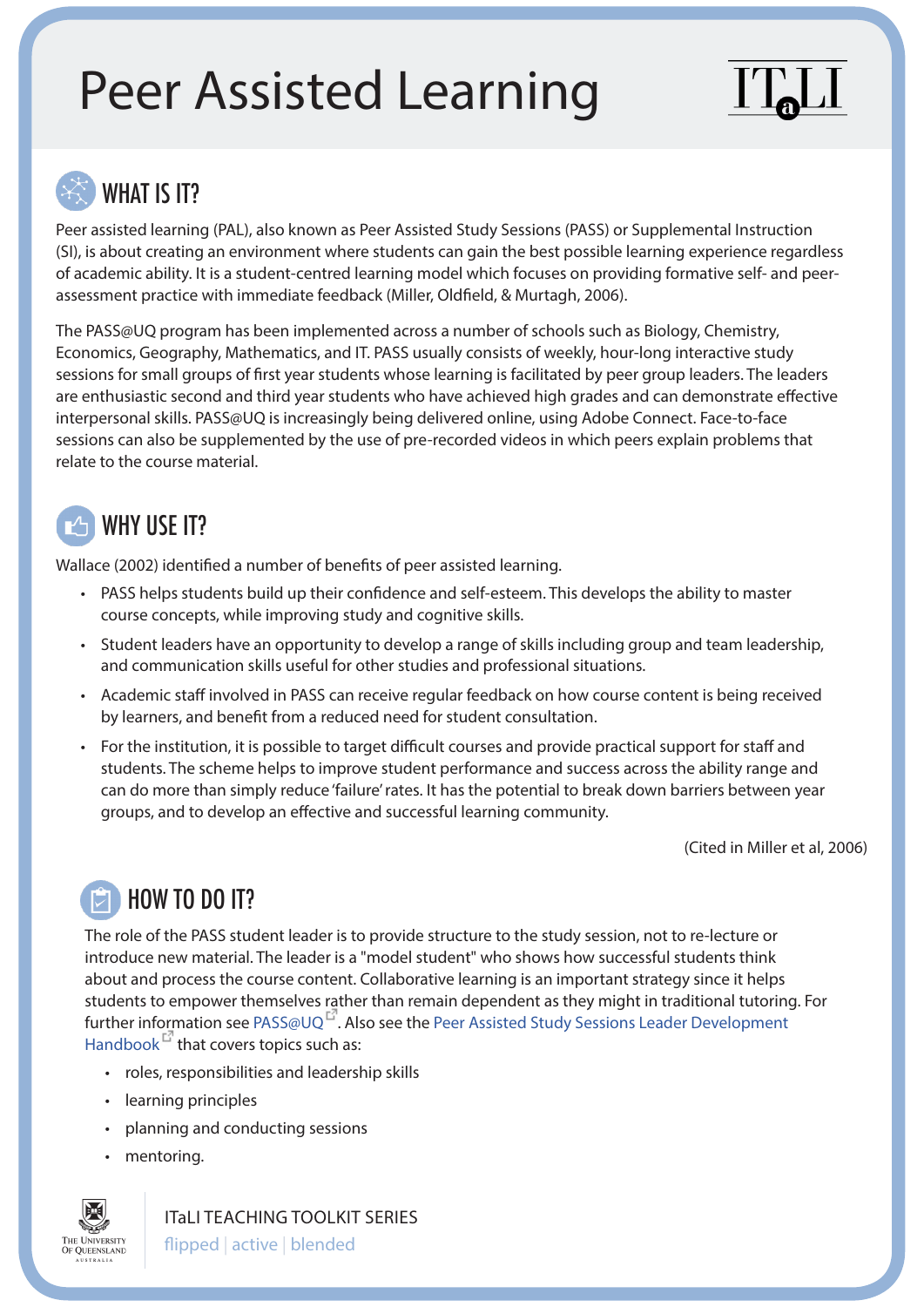# Peer Assisted Learning

ITaLI

## WHAT IS IT?

Peer assisted learning (PAL), also known as Peer Assisted Study Sessions (PASS) or Supplemental Instruction (SI), is about creating an environment where students can gain the best possible learning experience regardless of academic ability. It is a student-centred learning model which focuses on providing formative self- and peer-assessment practice with immediate feedback (Miller, Oldfield, & Murtagh, 2006).

The PASS@UQ program has been implemented across a number of schools such as Biology, Chemistry, Economics, Geography, Mathematics, and IT. PASS usually consists of weekly, hour-long interactive study sessions for small groups of first year students whose learning is facilitated by peer group leaders. The leaders are enthusiastic second and third year students who have achieved high grades and can demonstrate effective interpersonal skills. PASS@UQ is increasingly being delivered online, using Adobe Connect. Face-to-face sessions can also be supplemented by the use of pre-recorded videos in which peers explain problems that relate to the course material.

## WHY USE IT?

Wallace (2002) identified a number of benefits of peer assisted learning.

- PASS helps students build up their confidence and self-esteem. This develops the ability to master course concepts, while improving study and cognitive skills.
- Student leaders have an opportunity to develop a range of skills including group and team leadership, and communication skills useful for other studies and professional situations.
- Academic staff involved in PASS can receive regular feedback on how course content is being received by learners, and benefit from a reduced need for student consultation.
- For the institution, it is possible to target difficult courses and provide practical support for staff and students. The scheme helps to improve student performance and success across the ability range and can do more than simply reduce 'failure' rates. It has the potential to break down barriers between year groups, and to develop an effective and successful learning community.

(Cited in Miller et al, 2006)

## HOW TO DO IT?

The role of the PASS student leader is to provide structure to the study session, not to re-lecture or introduce new material. The leader is a "model student" who shows how successful students think about and process the course content. Collaborative learning is an important strategy since it helps students to empower themselves rather than remain dependent as they might in traditional tutoring. For further information see PASS@UQ. Also see the Peer Assisted Study Sessions Leader Development Handbook that covers topics such as:

- roles, responsibilities and leadership skills
- learning principles
- planning and conducting sessions
- mentoring.

The University of Queensland Australia

ITaLI TEACHING TOOLKIT SERIES
flipped | active | blended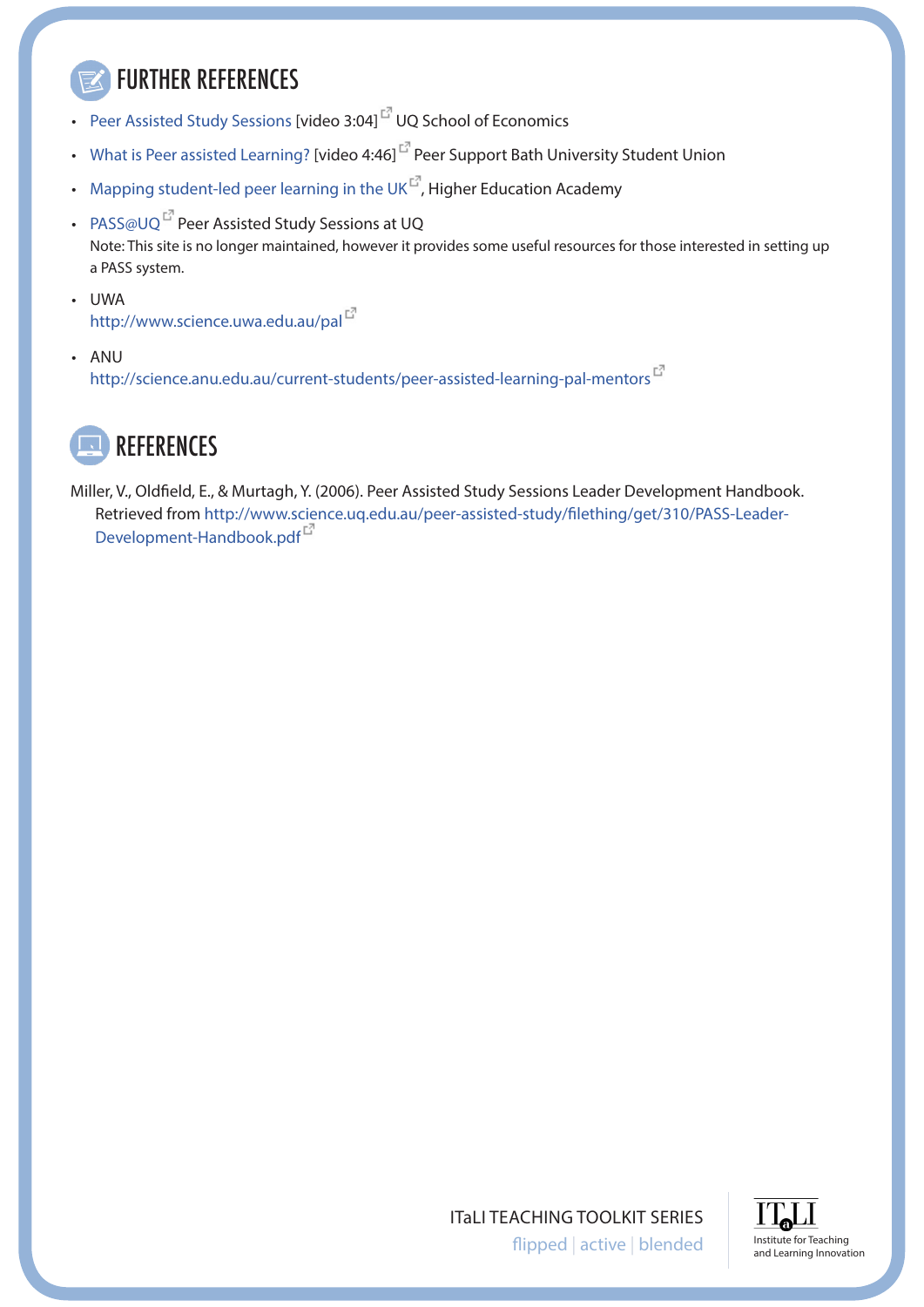## FURTHER REFERENCES

- Peer Assisted Study Sessions [video 3:04] UQ School of Economics
- What is Peer assisted Learning? [video 4:46] Peer Support Bath University Student Union
- Mapping student-led peer learning in the UK, Higher Education Academy
- PASS@UQ Peer Assisted Study Sessions at UQ
  Note: This site is no longer maintained, however it provides some useful resources for those interested in setting up a PASS system.
- UWA
  http://www.science.uwa.edu.au/pal
- ANU
  http://science.anu.edu.au/current-students/peer-assisted-learning-pal-mentors

## REFERENCES

Miller, V., Oldfield, E., & Murtagh, Y. (2006). Peer Assisted Study Sessions Leader Development Handbook. Retrieved from http://www.science.uq.edu.au/peer-assisted-study/filething/get/310/PASS-Leader-Development-Handbook.pdf